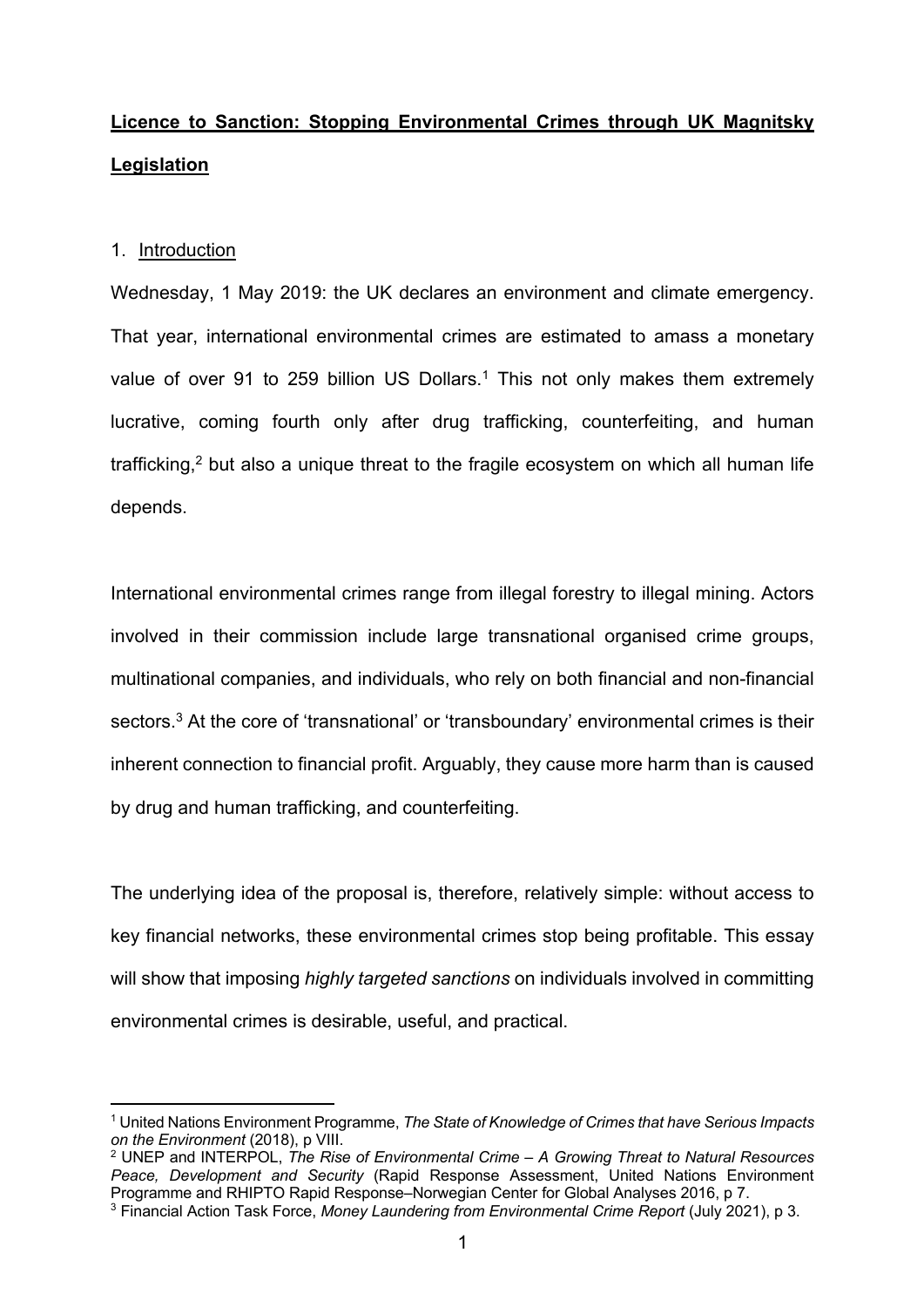# **Licence to Sanction: Stopping Environmental Crimes through UK Magnitsky Legislation**

## 1. Introduction

Wednesday, 1 May 2019: the UK declares an environment and climate emergency. That year, international environmental crimes are estimated to amass a monetary value of over 91 to 259 billion US Dollars.[1] This not only makes them extremely lucrative, coming fourth only after drug trafficking, counterfeiting, and human trafficking,[2] but also a unique threat to the fragile ecosystem on which all human life depends.

International environmental crimes range from illegal forestry to illegal mining. Actors involved in their commission include large transnational organised crime groups, multinational companies, and individuals, who rely on both financial and non-financial sectors.[3] At the core of 'transnational' or 'transboundary' environmental crimes is their inherent connection to financial profit. Arguably, they cause more harm than is caused by drug and human trafficking, and counterfeiting.

The underlying idea of the proposal is, therefore, relatively simple: without access to key financial networks, these environmental crimes stop being profitable. This essay will show that imposing *highly targeted sanctions* on individuals involved in committing environmental crimes is desirable, useful, and practical.

---

[1] United Nations Environment Programme, *The State of Knowledge of Crimes that have Serious Impacts on the Environment* (2018), p VIII.

[2] UNEP and INTERPOL, *The Rise of Environmental Crime – A Growing Threat to Natural Resources Peace, Development and Security* (Rapid Response Assessment, United Nations Environment Programme and RHIPTO Rapid Response–Norwegian Center for Global Analyses 2016, p 7.

[3] Financial Action Task Force, *Money Laundering from Environmental Crime Report* (July 2021), p 3.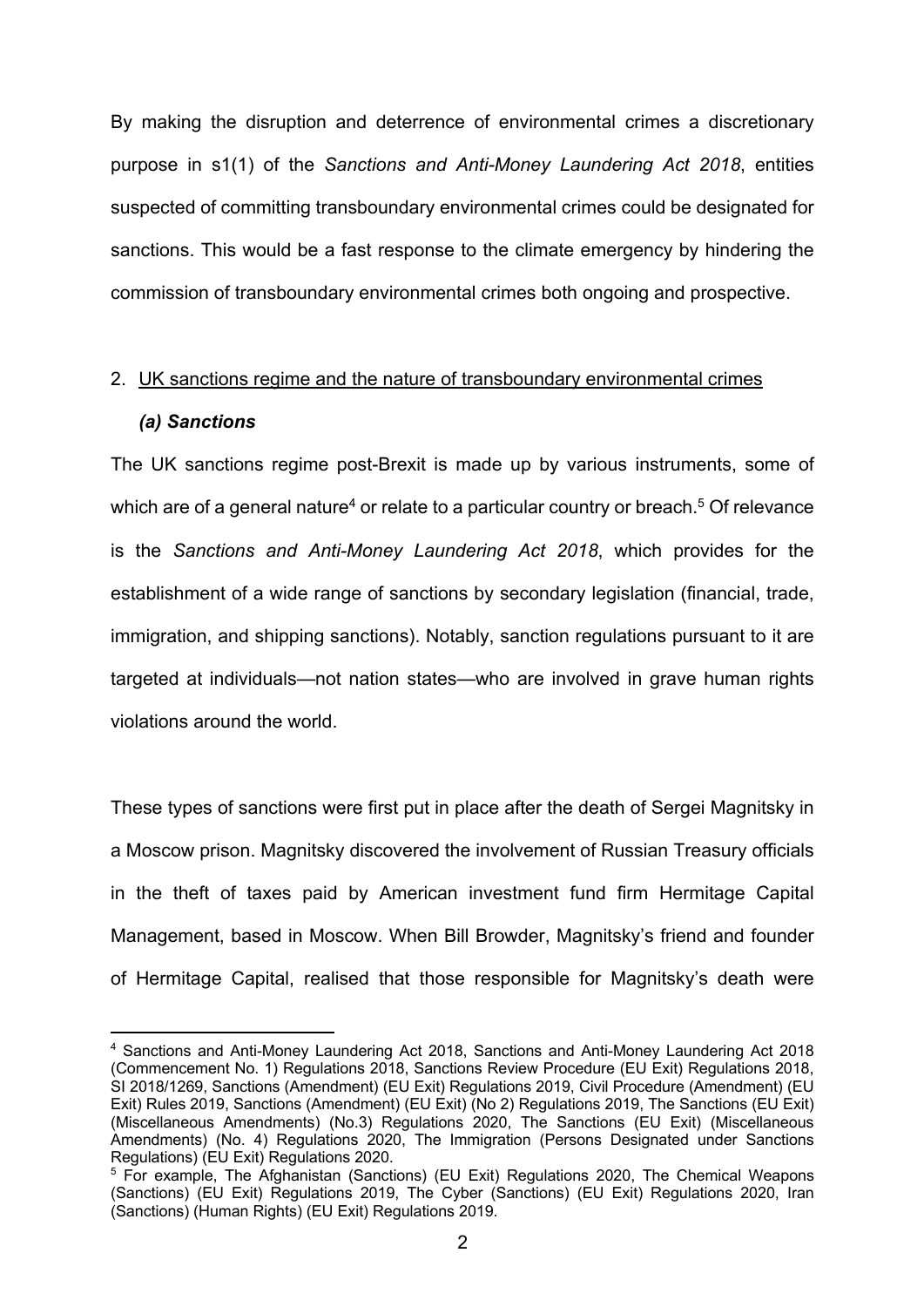By making the disruption and deterrence of environmental crimes a discretionary purpose in s1(1) of the *Sanctions and Anti-Money Laundering Act 2018*, entities suspected of committing transboundary environmental crimes could be designated for sanctions. This would be a fast response to the climate emergency by hindering the commission of transboundary environmental crimes both ongoing and prospective.

## 2. UK sanctions regime and the nature of transboundary environmental crimes

### *(a) Sanctions*

The UK sanctions regime post-Brexit is made up by various instruments, some of which are of a general nature[4] or relate to a particular country or breach.[5] Of relevance is the *Sanctions and Anti-Money Laundering Act 2018*, which provides for the establishment of a wide range of sanctions by secondary legislation (financial, trade, immigration, and shipping sanctions). Notably, sanction regulations pursuant to it are targeted at individuals—not nation states—who are involved in grave human rights violations around the world.

These types of sanctions were first put in place after the death of Sergei Magnitsky in a Moscow prison. Magnitsky discovered the involvement of Russian Treasury officials in the theft of taxes paid by American investment fund firm Hermitage Capital Management, based in Moscow. When Bill Browder, Magnitsky's friend and founder of Hermitage Capital, realised that those responsible for Magnitsky's death were

---

[4] Sanctions and Anti-Money Laundering Act 2018, Sanctions and Anti-Money Laundering Act 2018 (Commencement No. 1) Regulations 2018, Sanctions Review Procedure (EU Exit) Regulations 2018, SI 2018/1269, Sanctions (Amendment) (EU Exit) Regulations 2019, Civil Procedure (Amendment) (EU Exit) Rules 2019, Sanctions (Amendment) (EU Exit) (No 2) Regulations 2019, The Sanctions (EU Exit) (Miscellaneous Amendments) (No.3) Regulations 2020, The Sanctions (EU Exit) (Miscellaneous Amendments) (No. 4) Regulations 2020, The Immigration (Persons Designated under Sanctions Regulations) (EU Exit) Regulations 2020.

[5] For example, The Afghanistan (Sanctions) (EU Exit) Regulations 2020, The Chemical Weapons (Sanctions) (EU Exit) Regulations 2019, The Cyber (Sanctions) (EU Exit) Regulations 2020, Iran (Sanctions) (Human Rights) (EU Exit) Regulations 2019.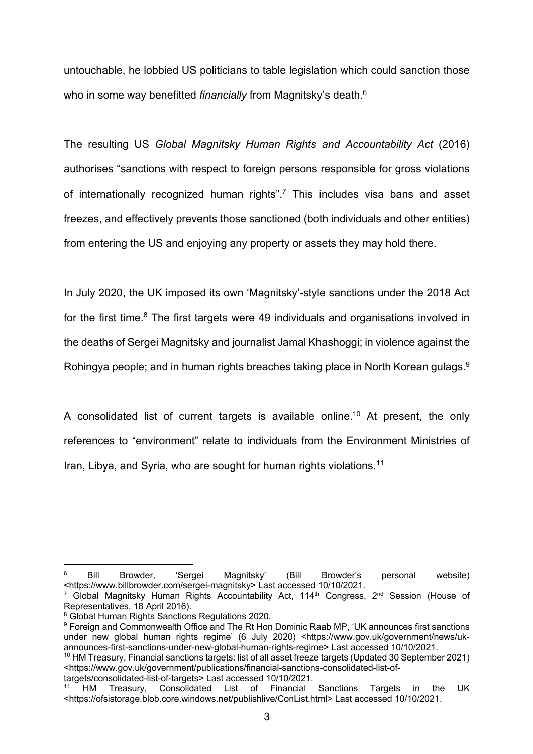untouchable, he lobbied US politicians to table legislation which could sanction those who in some way benefitted *financially* from Magnitsky's death.[6]

The resulting US *Global Magnitsky Human Rights and Accountability Act* (2016) authorises "sanctions with respect to foreign persons responsible for gross violations of internationally recognized human rights".[7] This includes visa bans and asset freezes, and effectively prevents those sanctioned (both individuals and other entities) from entering the US and enjoying any property or assets they may hold there.

In July 2020, the UK imposed its own 'Magnitsky'-style sanctions under the 2018 Act for the first time.[8] The first targets were 49 individuals and organisations involved in the deaths of Sergei Magnitsky and journalist Jamal Khashoggi; in violence against the Rohingya people; and in human rights breaches taking place in North Korean gulags.[9]

A consolidated list of current targets is available online.[10] At present, the only references to "environment" relate to individuals from the Environment Ministries of Iran, Libya, and Syria, who are sought for human rights violations.[11]

---

[6] Bill Browder, 'Sergei Magnitsky' (Bill Browder's personal website) <https://www.billbrowder.com/sergei-magnitsky> Last accessed 10/10/2021.

[7] Global Magnitsky Human Rights Accountability Act, 114th Congress, 2nd Session (House of Representatives, 18 April 2016).

[8] Global Human Rights Sanctions Regulations 2020.

[9] Foreign and Commonwealth Office and The Rt Hon Dominic Raab MP, 'UK announces first sanctions under new global human rights regime' (6 July 2020) <https://www.gov.uk/government/news/uk-announces-first-sanctions-under-new-global-human-rights-regime> Last accessed 10/10/2021.

[10] HM Treasury, Financial sanctions targets: list of all asset freeze targets (Updated 30 September 2021) <https://www.gov.uk/government/publications/financial-sanctions-consolidated-list-of-targets/consolidated-list-of-targets> Last accessed 10/10/2021.

[11] HM Treasury, Consolidated List of Financial Sanctions Targets in the UK <https://ofsistorage.blob.core.windows.net/publishlive/ConList.html> Last accessed 10/10/2021.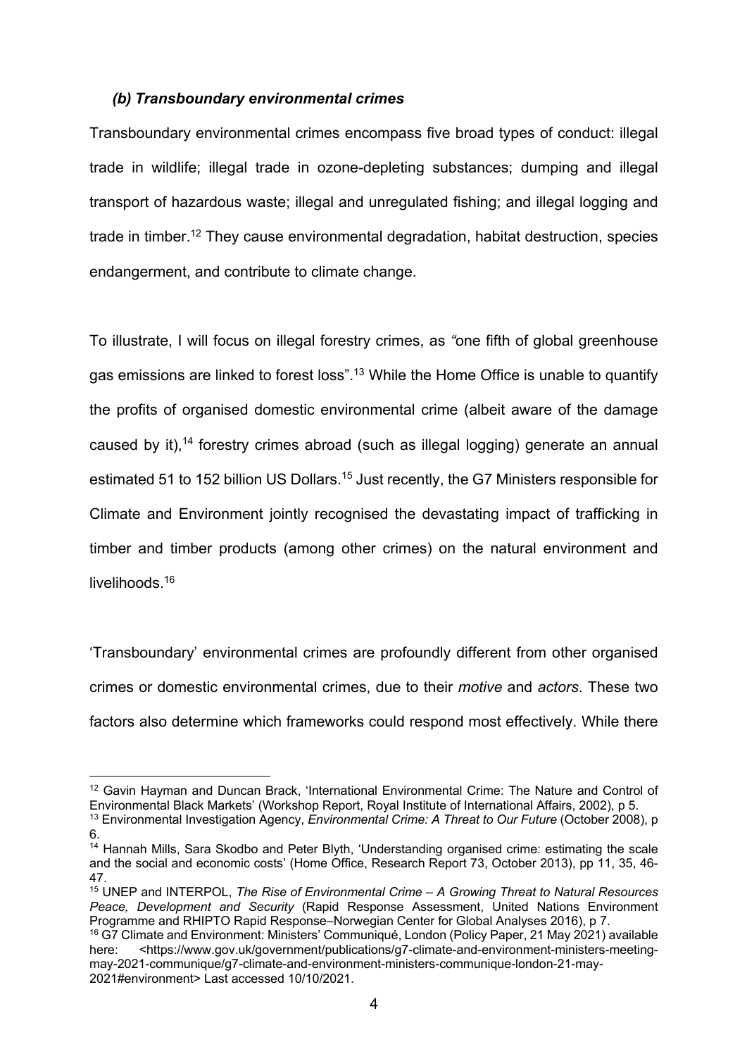### *(b) Transboundary environmental crimes*

Transboundary environmental crimes encompass five broad types of conduct: illegal trade in wildlife; illegal trade in ozone-depleting substances; dumping and illegal transport of hazardous waste; illegal and unregulated fishing; and illegal logging and trade in timber.[12] They cause environmental degradation, habitat destruction, species endangerment, and contribute to climate change.

To illustrate, I will focus on illegal forestry crimes, as "one fifth of global greenhouse gas emissions are linked to forest loss".[13] While the Home Office is unable to quantify the profits of organised domestic environmental crime (albeit aware of the damage caused by it),[14] forestry crimes abroad (such as illegal logging) generate an annual estimated 51 to 152 billion US Dollars.[15] Just recently, the G7 Ministers responsible for Climate and Environment jointly recognised the devastating impact of trafficking in timber and timber products (among other crimes) on the natural environment and livelihoods.[16]

'Transboundary' environmental crimes are profoundly different from other organised crimes or domestic environmental crimes, due to their *motive* and *actors*. These two factors also determine which frameworks could respond most effectively. While there

---

[12] Gavin Hayman and Duncan Brack, 'International Environmental Crime: The Nature and Control of Environmental Black Markets' (Workshop Report, Royal Institute of International Affairs, 2002), p 5.

[13] Environmental Investigation Agency, *Environmental Crime: A Threat to Our Future* (October 2008), p 6.

[14] Hannah Mills, Sara Skodbo and Peter Blyth, 'Understanding organised crime: estimating the scale and the social and economic costs' (Home Office, Research Report 73, October 2013), pp 11, 35, 46-47.

[15] UNEP and INTERPOL, *The Rise of Environmental Crime – A Growing Threat to Natural Resources Peace, Development and Security* (Rapid Response Assessment, United Nations Environment Programme and RHIPTO Rapid Response–Norwegian Center for Global Analyses 2016), p 7.

[16] G7 Climate and Environment: Ministers' Communiqué, London (Policy Paper, 21 May 2021) available here: <https://www.gov.uk/government/publications/g7-climate-and-environment-ministers-meeting-may-2021-communique/g7-climate-and-environment-ministers-communique-london-21-may-2021#environment> Last accessed 10/10/2021.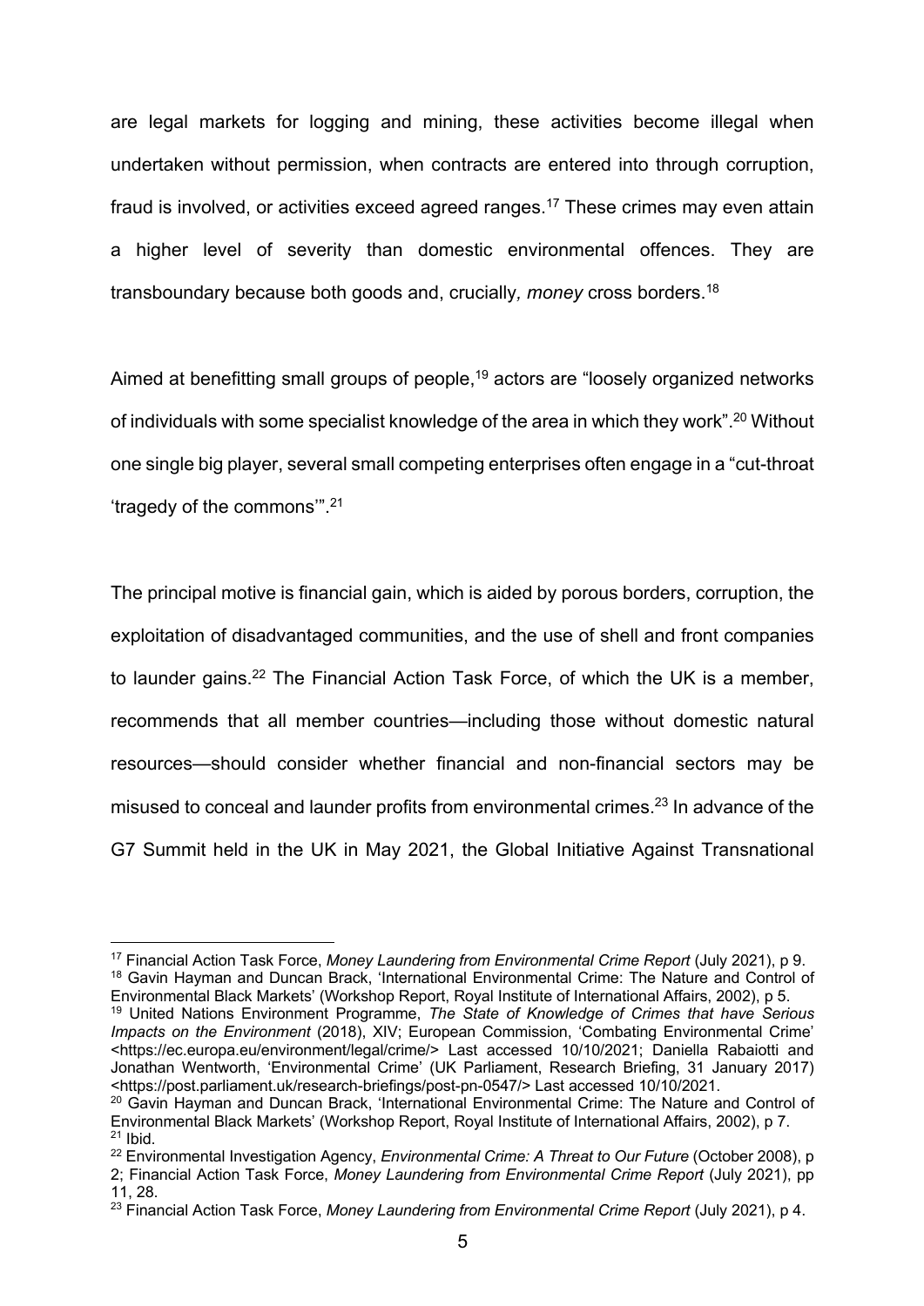are legal markets for logging and mining, these activities become illegal when undertaken without permission, when contracts are entered into through corruption, fraud is involved, or activities exceed agreed ranges.[17] These crimes may even attain a higher level of severity than domestic environmental offences. They are transboundary because both goods and, crucially, *money* cross borders.[18]

Aimed at benefitting small groups of people,[19] actors are "loosely organized networks of individuals with some specialist knowledge of the area in which they work".[20] Without one single big player, several small competing enterprises often engage in a "cut-throat 'tragedy of the commons'".[21]

The principal motive is financial gain, which is aided by porous borders, corruption, the exploitation of disadvantaged communities, and the use of shell and front companies to launder gains.[22] The Financial Action Task Force, of which the UK is a member, recommends that all member countries—including those without domestic natural resources—should consider whether financial and non-financial sectors may be misused to conceal and launder profits from environmental crimes.[23] In advance of the G7 Summit held in the UK in May 2021, the Global Initiative Against Transnational

---

[17] Financial Action Task Force, *Money Laundering from Environmental Crime Report* (July 2021), p 9.

[18] Gavin Hayman and Duncan Brack, 'International Environmental Crime: The Nature and Control of Environmental Black Markets' (Workshop Report, Royal Institute of International Affairs, 2002), p 5.

[19] United Nations Environment Programme, *The State of Knowledge of Crimes that have Serious Impacts on the Environment* (2018), XIV; European Commission, 'Combating Environmental Crime' <https://ec.europa.eu/environment/legal/crime/> Last accessed 10/10/2021; Daniella Rabaiotti and Jonathan Wentworth, 'Environmental Crime' (UK Parliament, Research Briefing, 31 January 2017) <https://post.parliament.uk/research-briefings/post-pn-0547/> Last accessed 10/10/2021.

[20] Gavin Hayman and Duncan Brack, 'International Environmental Crime: The Nature and Control of Environmental Black Markets' (Workshop Report, Royal Institute of International Affairs, 2002), p 7.

[21] Ibid.

[22] Environmental Investigation Agency, *Environmental Crime: A Threat to Our Future* (October 2008), p 2; Financial Action Task Force, *Money Laundering from Environmental Crime Report* (July 2021), pp 11, 28.

[23] Financial Action Task Force, *Money Laundering from Environmental Crime Report* (July 2021), p 4.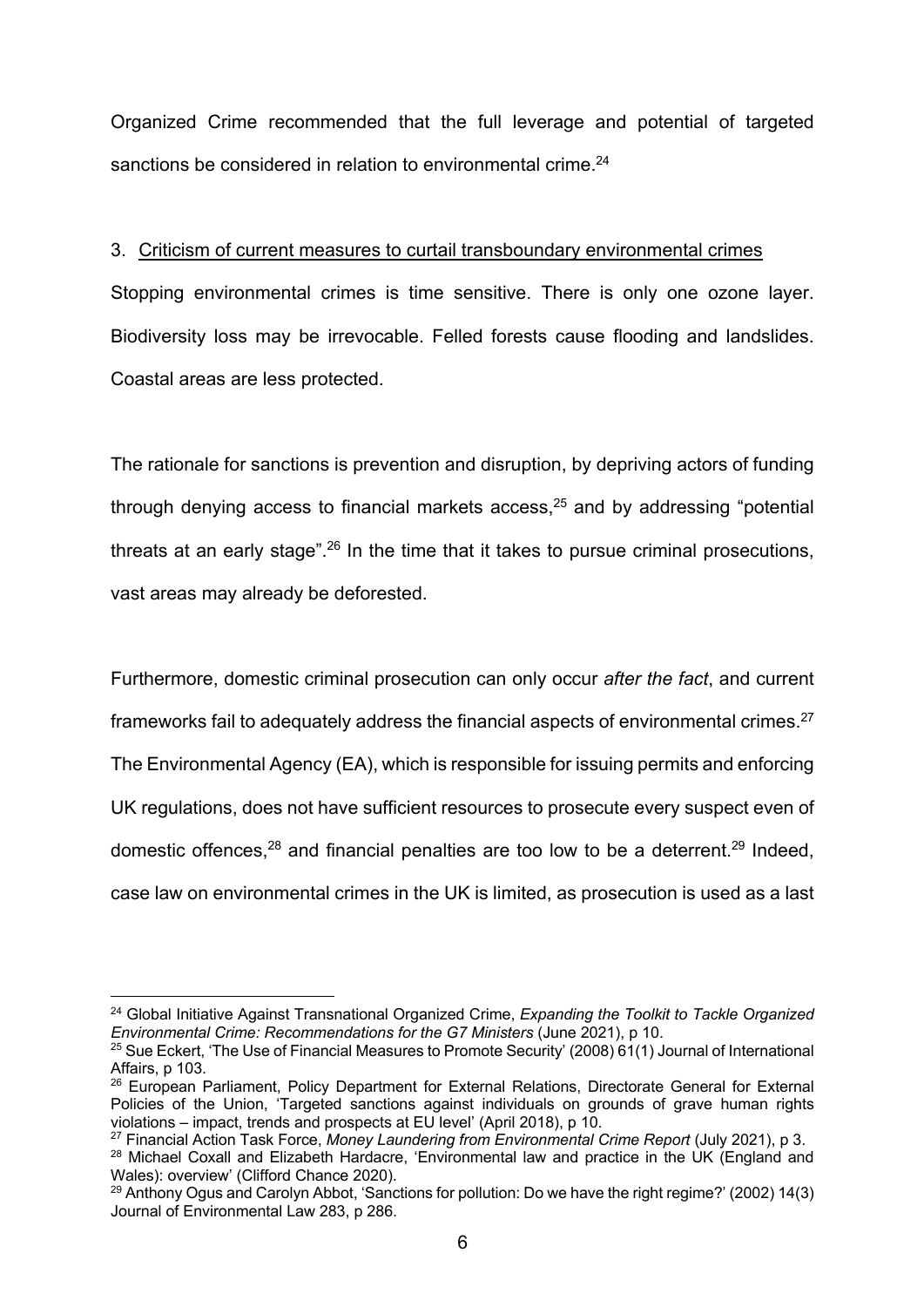Organized Crime recommended that the full leverage and potential of targeted sanctions be considered in relation to environmental crime.[24]

### 3. Criticism of current measures to curtail transboundary environmental crimes

Stopping environmental crimes is time sensitive. There is only one ozone layer. Biodiversity loss may be irrevocable. Felled forests cause flooding and landslides. Coastal areas are less protected.

The rationale for sanctions is prevention and disruption, by depriving actors of funding through denying access to financial markets access,[25] and by addressing "potential threats at an early stage".[26] In the time that it takes to pursue criminal prosecutions, vast areas may already be deforested.

Furthermore, domestic criminal prosecution can only occur *after the fact*, and current frameworks fail to adequately address the financial aspects of environmental crimes.[27] The Environmental Agency (EA), which is responsible for issuing permits and enforcing UK regulations, does not have sufficient resources to prosecute every suspect even of domestic offences,[28] and financial penalties are too low to be a deterrent.[29] Indeed, case law on environmental crimes in the UK is limited, as prosecution is used as a last

---

[24] Global Initiative Against Transnational Organized Crime, *Expanding the Toolkit to Tackle Organized Environmental Crime: Recommendations for the G7 Ministers* (June 2021), p 10.

[25] Sue Eckert, 'The Use of Financial Measures to Promote Security' (2008) 61(1) Journal of International Affairs, p 103.

[26] European Parliament, Policy Department for External Relations, Directorate General for External Policies of the Union, 'Targeted sanctions against individuals on grounds of grave human rights violations – impact, trends and prospects at EU level' (April 2018), p 10.

[27] Financial Action Task Force, *Money Laundering from Environmental Crime Report* (July 2021), p 3.

[28] Michael Coxall and Elizabeth Hardacre, 'Environmental law and practice in the UK (England and Wales): overview' (Clifford Chance 2020).

[29] Anthony Ogus and Carolyn Abbot, 'Sanctions for pollution: Do we have the right regime?' (2002) 14(3) Journal of Environmental Law 283, p 286.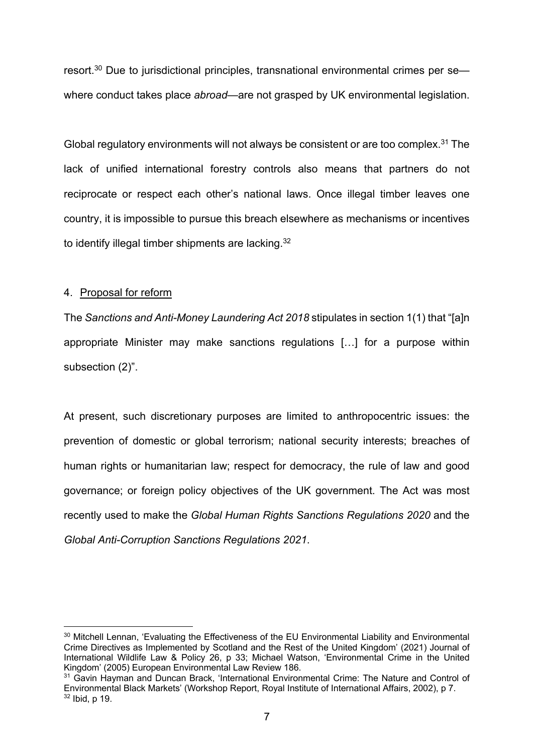resort.[30] Due to jurisdictional principles, transnational environmental crimes per se—where conduct takes place *abroad*—are not grasped by UK environmental legislation.

Global regulatory environments will not always be consistent or are too complex.[31] The lack of unified international forestry controls also means that partners do not reciprocate or respect each other's national laws. Once illegal timber leaves one country, it is impossible to pursue this breach elsewhere as mechanisms or incentives to identify illegal timber shipments are lacking.[32]

## 4. Proposal for reform

The *Sanctions and Anti-Money Laundering Act 2018* stipulates in section 1(1) that "[a]n appropriate Minister may make sanctions regulations […] for a purpose within subsection (2)".

At present, such discretionary purposes are limited to anthropocentric issues: the prevention of domestic or global terrorism; national security interests; breaches of human rights or humanitarian law; respect for democracy, the rule of law and good governance; or foreign policy objectives of the UK government. The Act was most recently used to make the *Global Human Rights Sanctions Regulations 2020* and the *Global Anti-Corruption Sanctions Regulations 2021*.

---

[30] Mitchell Lennan, 'Evaluating the Effectiveness of the EU Environmental Liability and Environmental Crime Directives as Implemented by Scotland and the Rest of the United Kingdom' (2021) Journal of International Wildlife Law & Policy 26, p 33; Michael Watson, 'Environmental Crime in the United Kingdom' (2005) European Environmental Law Review 186.

[31] Gavin Hayman and Duncan Brack, 'International Environmental Crime: The Nature and Control of Environmental Black Markets' (Workshop Report, Royal Institute of International Affairs, 2002), p 7.

[32] Ibid, p 19.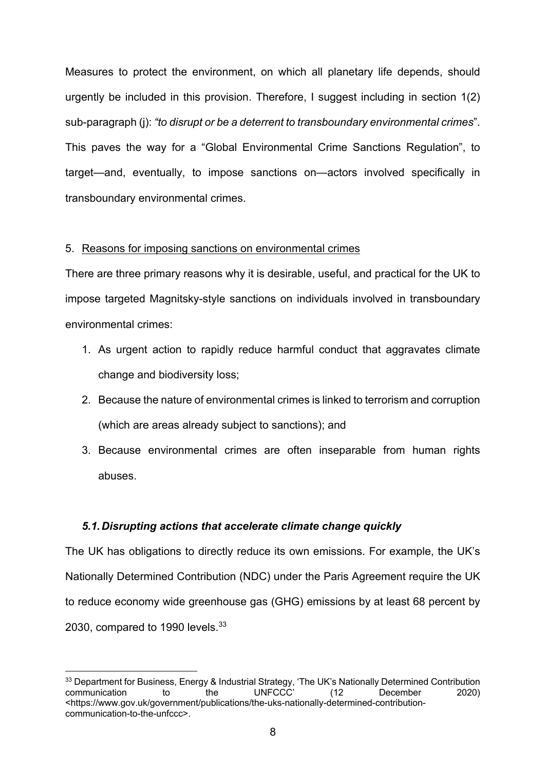Measures to protect the environment, on which all planetary life depends, should urgently be included in this provision. Therefore, I suggest including in section 1(2) sub-paragraph (j): *"to disrupt or be a deterrent to transboundary environmental crimes*". This paves the way for a "Global Environmental Crime Sanctions Regulation", to target—and, eventually, to impose sanctions on—actors involved specifically in transboundary environmental crimes.

5. Reasons for imposing sanctions on environmental crimes

There are three primary reasons why it is desirable, useful, and practical for the UK to impose targeted Magnitsky-style sanctions on individuals involved in transboundary environmental crimes:

1. As urgent action to rapidly reduce harmful conduct that aggravates climate change and biodiversity loss;
2. Because the nature of environmental crimes is linked to terrorism and corruption (which are areas already subject to sanctions); and
3. Because environmental crimes are often inseparable from human rights abuses.

### *5.1. Disrupting actions that accelerate climate change quickly*

The UK has obligations to directly reduce its own emissions. For example, the UK's Nationally Determined Contribution (NDC) under the Paris Agreement require the UK to reduce economy wide greenhouse gas (GHG) emissions by at least 68 percent by 2030, compared to 1990 levels.[33]

[33] Department for Business, Energy & Industrial Strategy, 'The UK's Nationally Determined Contribution communication to the UNFCCC' (12 December 2020) <https://www.gov.uk/government/publications/the-uks-nationally-determined-contribution-communication-to-the-unfccc>.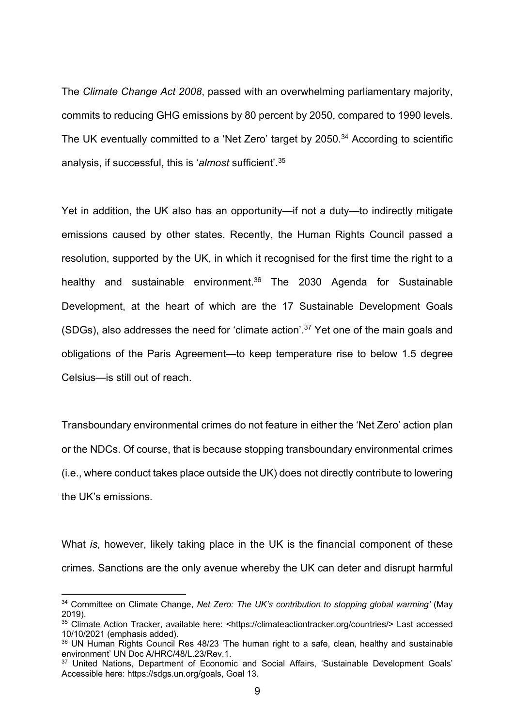The *Climate Change Act 2008*, passed with an overwhelming parliamentary majority, commits to reducing GHG emissions by 80 percent by 2050, compared to 1990 levels. The UK eventually committed to a 'Net Zero' target by 2050.[34] According to scientific analysis, if successful, this is '*almost* sufficient'.[35]

Yet in addition, the UK also has an opportunity—if not a duty—to indirectly mitigate emissions caused by other states. Recently, the Human Rights Council passed a resolution, supported by the UK, in which it recognised for the first time the right to a healthy and sustainable environment.[36] The 2030 Agenda for Sustainable Development, at the heart of which are the 17 Sustainable Development Goals (SDGs), also addresses the need for 'climate action'.[37] Yet one of the main goals and obligations of the Paris Agreement—to keep temperature rise to below 1.5 degree Celsius—is still out of reach.

Transboundary environmental crimes do not feature in either the 'Net Zero' action plan or the NDCs. Of course, that is because stopping transboundary environmental crimes (i.e., where conduct takes place outside the UK) does not directly contribute to lowering the UK's emissions.

What *is*, however, likely taking place in the UK is the financial component of these crimes. Sanctions are the only avenue whereby the UK can deter and disrupt harmful

---

[34] Committee on Climate Change, *Net Zero: The UK's contribution to stopping global warming'* (May 2019).

[35] Climate Action Tracker, available here: <https://climateactiontracker.org/countries/> Last accessed 10/10/2021 (emphasis added).

[36] UN Human Rights Council Res 48/23 'The human right to a safe, clean, healthy and sustainable environment' UN Doc A/HRC/48/L.23/Rev.1.

[37] United Nations, Department of Economic and Social Affairs, 'Sustainable Development Goals' Accessible here: https://sdgs.un.org/goals, Goal 13.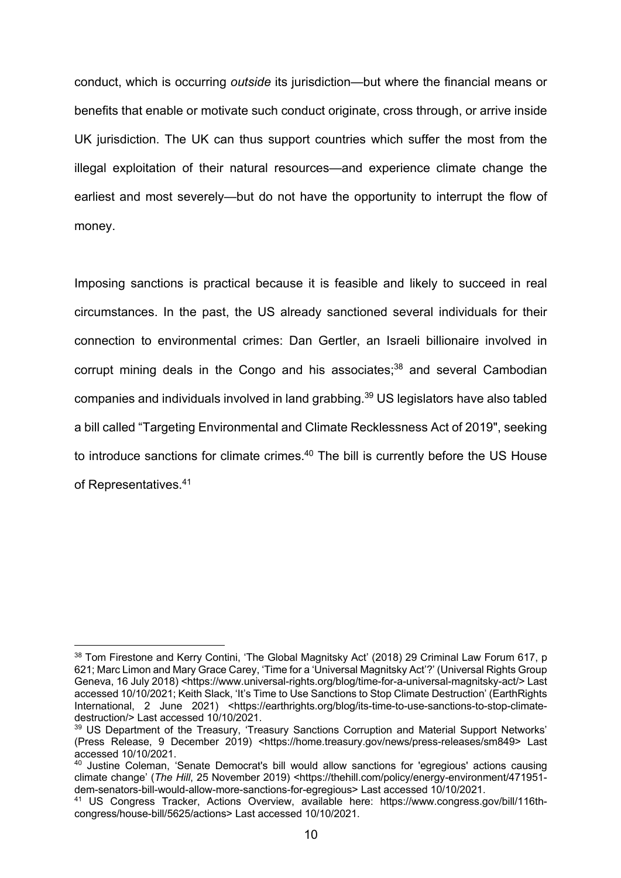conduct, which is occurring *outside* its jurisdiction—but where the financial means or benefits that enable or motivate such conduct originate, cross through, or arrive inside UK jurisdiction. The UK can thus support countries which suffer the most from the illegal exploitation of their natural resources—and experience climate change the earliest and most severely—but do not have the opportunity to interrupt the flow of money.

Imposing sanctions is practical because it is feasible and likely to succeed in real circumstances. In the past, the US already sanctioned several individuals for their connection to environmental crimes: Dan Gertler, an Israeli billionaire involved in corrupt mining deals in the Congo and his associates;[38] and several Cambodian companies and individuals involved in land grabbing.[39] US legislators have also tabled a bill called "Targeting Environmental and Climate Recklessness Act of 2019", seeking to introduce sanctions for climate crimes.[40] The bill is currently before the US House of Representatives.[41]

---

[38] Tom Firestone and Kerry Contini, 'The Global Magnitsky Act' (2018) 29 Criminal Law Forum 617, p 621; Marc Limon and Mary Grace Carey, 'Time for a 'Universal Magnitsky Act'?' (Universal Rights Group Geneva, 16 July 2018) <https://www.universal-rights.org/blog/time-for-a-universal-magnitsky-act/> Last accessed 10/10/2021; Keith Slack, 'It's Time to Use Sanctions to Stop Climate Destruction' (EarthRights International, 2 June 2021) <https://earthrights.org/blog/its-time-to-use-sanctions-to-stop-climate-destruction/> Last accessed 10/10/2021.

[39] US Department of the Treasury, 'Treasury Sanctions Corruption and Material Support Networks' (Press Release, 9 December 2019) <https://home.treasury.gov/news/press-releases/sm849> Last accessed 10/10/2021.

[40] Justine Coleman, 'Senate Democrat's bill would allow sanctions for 'egregious' actions causing climate change' (*The Hill*, 25 November 2019) <https://thehill.com/policy/energy-environment/471951-dem-senators-bill-would-allow-more-sanctions-for-egregious> Last accessed 10/10/2021.

[41] US Congress Tracker, Actions Overview, available here: https://www.congress.gov/bill/116th-congress/house-bill/5625/actions> Last accessed 10/10/2021.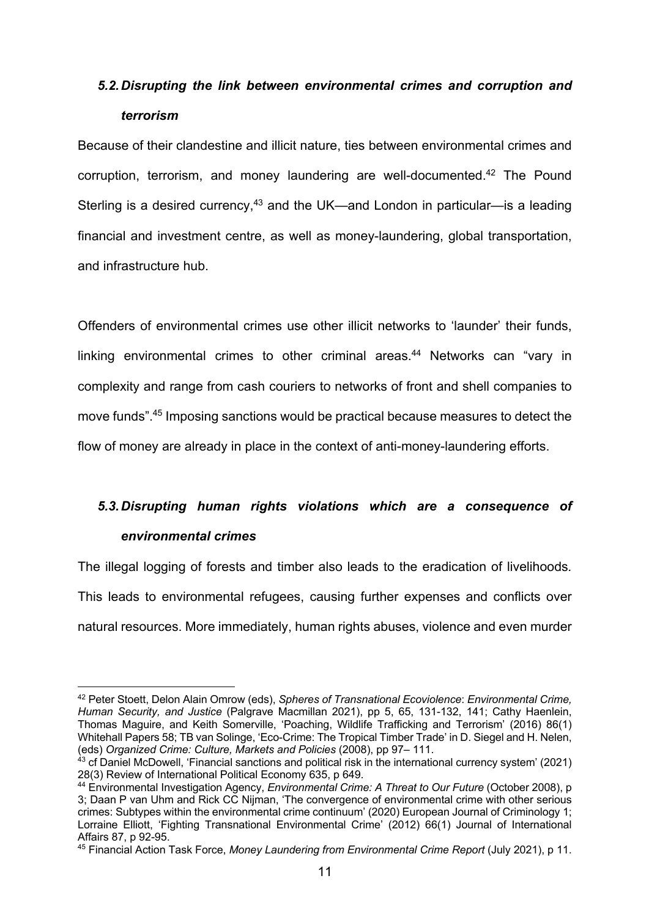### *5.2. Disrupting the link between environmental crimes and corruption and terrorism*

Because of their clandestine and illicit nature, ties between environmental crimes and corruption, terrorism, and money laundering are well-documented.[42] The Pound Sterling is a desired currency,[43] and the UK—and London in particular—is a leading financial and investment centre, as well as money-laundering, global transportation, and infrastructure hub.

Offenders of environmental crimes use other illicit networks to 'launder' their funds, linking environmental crimes to other criminal areas.[44] Networks can "vary in complexity and range from cash couriers to networks of front and shell companies to move funds".[45] Imposing sanctions would be practical because measures to detect the flow of money are already in place in the context of anti-money-laundering efforts.

### *5.3. Disrupting human rights violations which are a consequence of environmental crimes*

The illegal logging of forests and timber also leads to the eradication of livelihoods. This leads to environmental refugees, causing further expenses and conflicts over natural resources. More immediately, human rights abuses, violence and even murder

---

[42] Peter Stoett, Delon Alain Omrow (eds), *Spheres of Transnational Ecoviolence*: *Environmental Crime, Human Security, and Justice* (Palgrave Macmillan 2021), pp 5, 65, 131-132, 141; Cathy Haenlein, Thomas Maguire, and Keith Somerville, 'Poaching, Wildlife Trafficking and Terrorism' (2016) 86(1) Whitehall Papers 58; TB van Solinge, 'Eco-Crime: The Tropical Timber Trade' in D. Siegel and H. Nelen, (eds) *Organized Crime: Culture, Markets and Policies* (2008), pp 97– 111.

[43] cf Daniel McDowell, 'Financial sanctions and political risk in the international currency system' (2021) 28(3) Review of International Political Economy 635, p 649.

[44] Environmental Investigation Agency, *Environmental Crime: A Threat to Our Future* (October 2008), p 3; Daan P van Uhm and Rick CC Nijman, 'The convergence of environmental crime with other serious crimes: Subtypes within the environmental crime continuum' (2020) European Journal of Criminology 1; Lorraine Elliott, 'Fighting Transnational Environmental Crime' (2012) 66(1) Journal of International Affairs 87, p 92-95.

[45] Financial Action Task Force, *Money Laundering from Environmental Crime Report* (July 2021), p 11.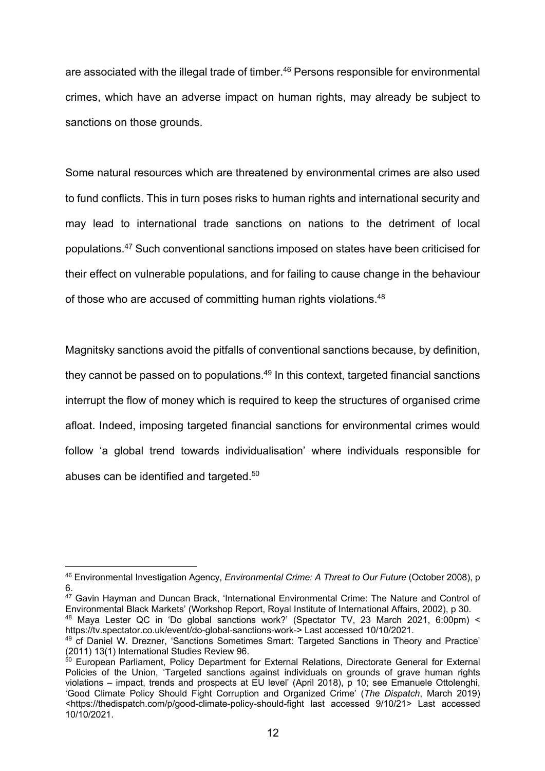are associated with the illegal trade of timber.[46] Persons responsible for environmental crimes, which have an adverse impact on human rights, may already be subject to sanctions on those grounds.

Some natural resources which are threatened by environmental crimes are also used to fund conflicts. This in turn poses risks to human rights and international security and may lead to international trade sanctions on nations to the detriment of local populations.[47] Such conventional sanctions imposed on states have been criticised for their effect on vulnerable populations, and for failing to cause change in the behaviour of those who are accused of committing human rights violations.[48]

Magnitsky sanctions avoid the pitfalls of conventional sanctions because, by definition, they cannot be passed on to populations.[49] In this context, targeted financial sanctions interrupt the flow of money which is required to keep the structures of organised crime afloat. Indeed, imposing targeted financial sanctions for environmental crimes would follow 'a global trend towards individualisation' where individuals responsible for abuses can be identified and targeted.[50]

---

[46] Environmental Investigation Agency, *Environmental Crime: A Threat to Our Future* (October 2008), p 6.

[47] Gavin Hayman and Duncan Brack, 'International Environmental Crime: The Nature and Control of Environmental Black Markets' (Workshop Report, Royal Institute of International Affairs, 2002), p 30.

[48] Maya Lester QC in 'Do global sanctions work?' (Spectator TV, 23 March 2021, 6:00pm) < https://tv.spectator.co.uk/event/do-global-sanctions-work-> Last accessed 10/10/2021.

[49] cf Daniel W. Drezner, 'Sanctions Sometimes Smart: Targeted Sanctions in Theory and Practice' (2011) 13(1) International Studies Review 96.

[50] European Parliament, Policy Department for External Relations, Directorate General for External Policies of the Union, 'Targeted sanctions against individuals on grounds of grave human rights violations – impact, trends and prospects at EU level' (April 2018), p 10; see Emanuele Ottolenghi, 'Good Climate Policy Should Fight Corruption and Organized Crime' (*The Dispatch*, March 2019) <https://thedispatch.com/p/good-climate-policy-should-fight last accessed 9/10/21> Last accessed 10/10/2021.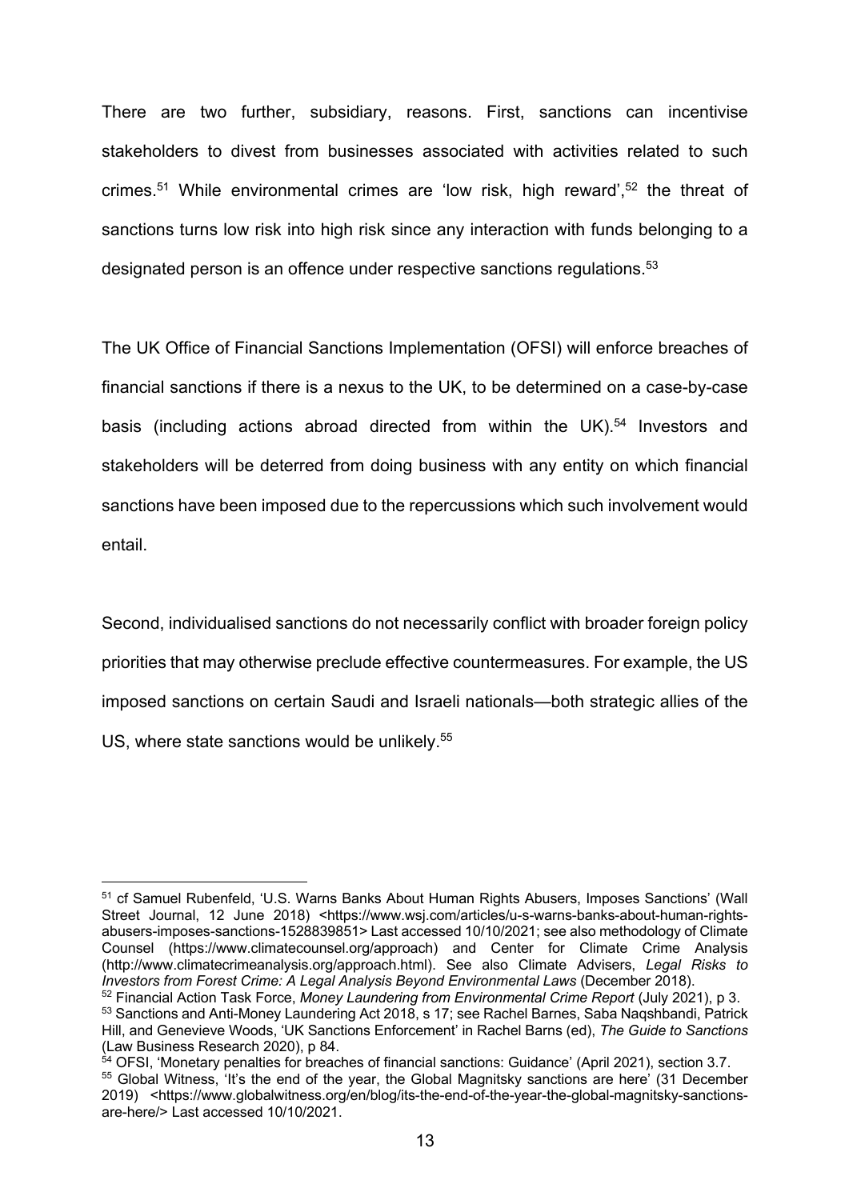There are two further, subsidiary, reasons. First, sanctions can incentivise stakeholders to divest from businesses associated with activities related to such crimes.[51] While environmental crimes are 'low risk, high reward',[52] the threat of sanctions turns low risk into high risk since any interaction with funds belonging to a designated person is an offence under respective sanctions regulations.[53]

The UK Office of Financial Sanctions Implementation (OFSI) will enforce breaches of financial sanctions if there is a nexus to the UK, to be determined on a case-by-case basis (including actions abroad directed from within the UK).[54] Investors and stakeholders will be deterred from doing business with any entity on which financial sanctions have been imposed due to the repercussions which such involvement would entail.

Second, individualised sanctions do not necessarily conflict with broader foreign policy priorities that may otherwise preclude effective countermeasures. For example, the US imposed sanctions on certain Saudi and Israeli nationals—both strategic allies of the US, where state sanctions would be unlikely.[55]

---

[51] cf Samuel Rubenfeld, 'U.S. Warns Banks About Human Rights Abusers, Imposes Sanctions' (Wall Street Journal, 12 June 2018) <https://www.wsj.com/articles/u-s-warns-banks-about-human-rights-abusers-imposes-sanctions-1528839851> Last accessed 10/10/2021; see also methodology of Climate Counsel (https://www.climatecounsel.org/approach) and Center for Climate Crime Analysis (http://www.climatecrimeanalysis.org/approach.html). See also Climate Advisers, *Legal Risks to Investors from Forest Crime: A Legal Analysis Beyond Environmental Laws* (December 2018).

[52] Financial Action Task Force, *Money Laundering from Environmental Crime Report* (July 2021), p 3.

[53] Sanctions and Anti-Money Laundering Act 2018, s 17; see Rachel Barnes, Saba Naqshbandi, Patrick Hill, and Genevieve Woods, 'UK Sanctions Enforcement' in Rachel Barns (ed), *The Guide to Sanctions* (Law Business Research 2020), p 84.

[54] OFSI, 'Monetary penalties for breaches of financial sanctions: Guidance' (April 2021), section 3.7.

[55] Global Witness, 'It's the end of the year, the Global Magnitsky sanctions are here' (31 December 2019) <https://www.globalwitness.org/en/blog/its-the-end-of-the-year-the-global-magnitsky-sanctions-are-here/> Last accessed 10/10/2021.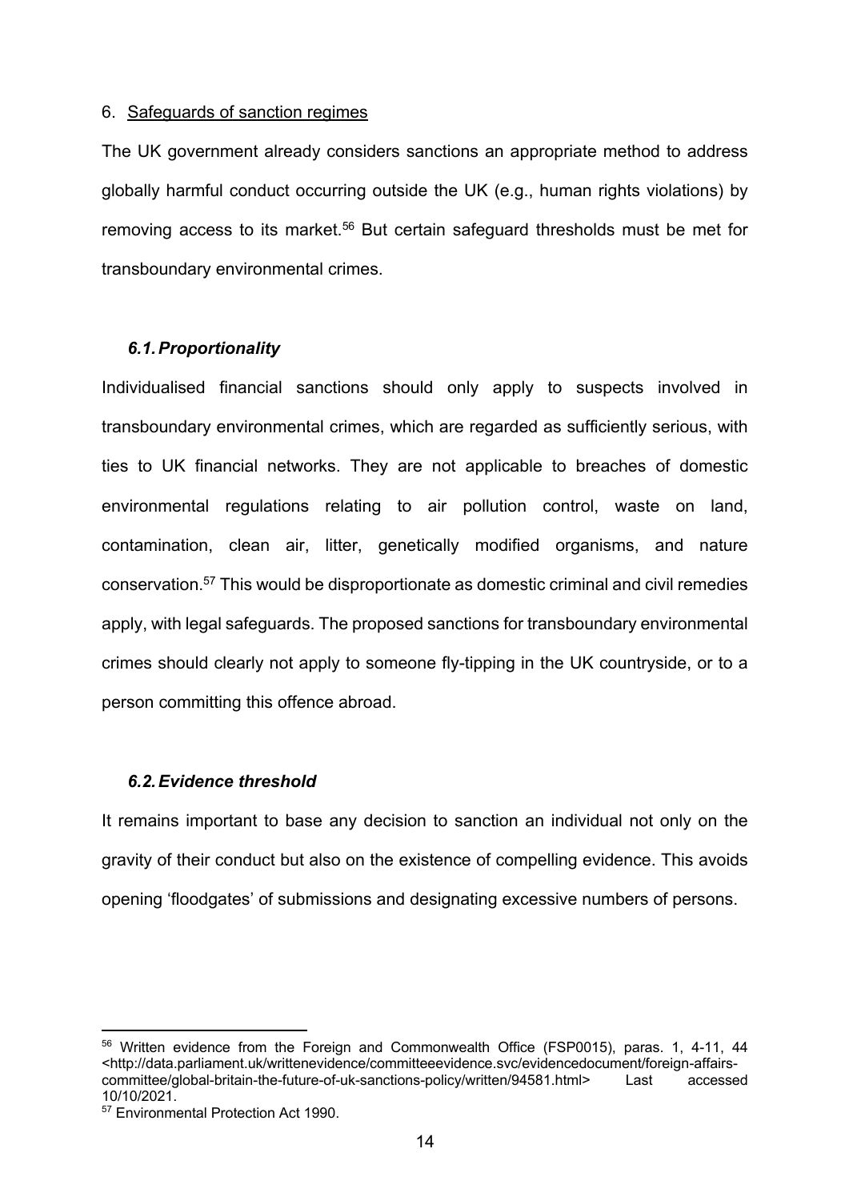## 6. Safeguards of sanction regimes

The UK government already considers sanctions an appropriate method to address globally harmful conduct occurring outside the UK (e.g., human rights violations) by removing access to its market.[56] But certain safeguard thresholds must be met for transboundary environmental crimes.

### *6.1. Proportionality*

Individualised financial sanctions should only apply to suspects involved in transboundary environmental crimes, which are regarded as sufficiently serious, with ties to UK financial networks. They are not applicable to breaches of domestic environmental regulations relating to air pollution control, waste on land, contamination, clean air, litter, genetically modified organisms, and nature conservation.[57] This would be disproportionate as domestic criminal and civil remedies apply, with legal safeguards. The proposed sanctions for transboundary environmental crimes should clearly not apply to someone fly-tipping in the UK countryside, or to a person committing this offence abroad.

### *6.2. Evidence threshold*

It remains important to base any decision to sanction an individual not only on the gravity of their conduct but also on the existence of compelling evidence. This avoids opening 'floodgates' of submissions and designating excessive numbers of persons.

---

[56] Written evidence from the Foreign and Commonwealth Office (FSP0015), paras. 1, 4-11, 44 <http://data.parliament.uk/writtenevidence/committeeevidence.svc/evidencedocument/foreign-affairs-committee/global-britain-the-future-of-uk-sanctions-policy/written/94581.html> Last accessed 10/10/2021.

[57] Environmental Protection Act 1990.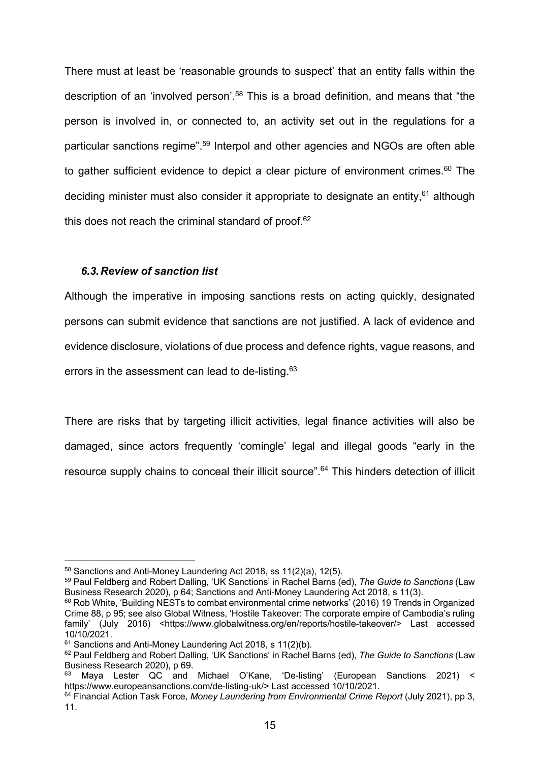There must at least be 'reasonable grounds to suspect' that an entity falls within the description of an 'involved person'.[58] This is a broad definition, and means that "the person is involved in, or connected to, an activity set out in the regulations for a particular sanctions regime".[59] Interpol and other agencies and NGOs are often able to gather sufficient evidence to depict a clear picture of environment crimes.[60] The deciding minister must also consider it appropriate to designate an entity,[61] although this does not reach the criminal standard of proof.[62]

### *6.3. Review of sanction list*

Although the imperative in imposing sanctions rests on acting quickly, designated persons can submit evidence that sanctions are not justified. A lack of evidence and evidence disclosure, violations of due process and defence rights, vague reasons, and errors in the assessment can lead to de-listing.[63]

There are risks that by targeting illicit activities, legal finance activities will also be damaged, since actors frequently 'comingle' legal and illegal goods "early in the resource supply chains to conceal their illicit source".[64] This hinders detection of illicit

---

[58] Sanctions and Anti-Money Laundering Act 2018, ss 11(2)(a), 12(5).

[59] Paul Feldberg and Robert Dalling, 'UK Sanctions' in Rachel Barns (ed), *The Guide to Sanctions* (Law Business Research 2020), p 64; Sanctions and Anti-Money Laundering Act 2018, s 11(3).

[60] Rob White, 'Building NESTs to combat environmental crime networks' (2016) 19 Trends in Organized Crime 88, p 95; see also Global Witness, 'Hostile Takeover: The corporate empire of Cambodia's ruling family' (July 2016) <https://www.globalwitness.org/en/reports/hostile-takeover/> Last accessed 10/10/2021.

[61] Sanctions and Anti-Money Laundering Act 2018, s 11(2)(b).

[62] Paul Feldberg and Robert Dalling, 'UK Sanctions' in Rachel Barns (ed), *The Guide to Sanctions* (Law Business Research 2020), p 69.

[63] Maya Lester QC and Michael O'Kane, 'De-listing' (European Sanctions 2021) < https://www.europeansanctions.com/de-listing-uk/> Last accessed 10/10/2021.

[64] Financial Action Task Force, *Money Laundering from Environmental Crime Report* (July 2021), pp 3, 11.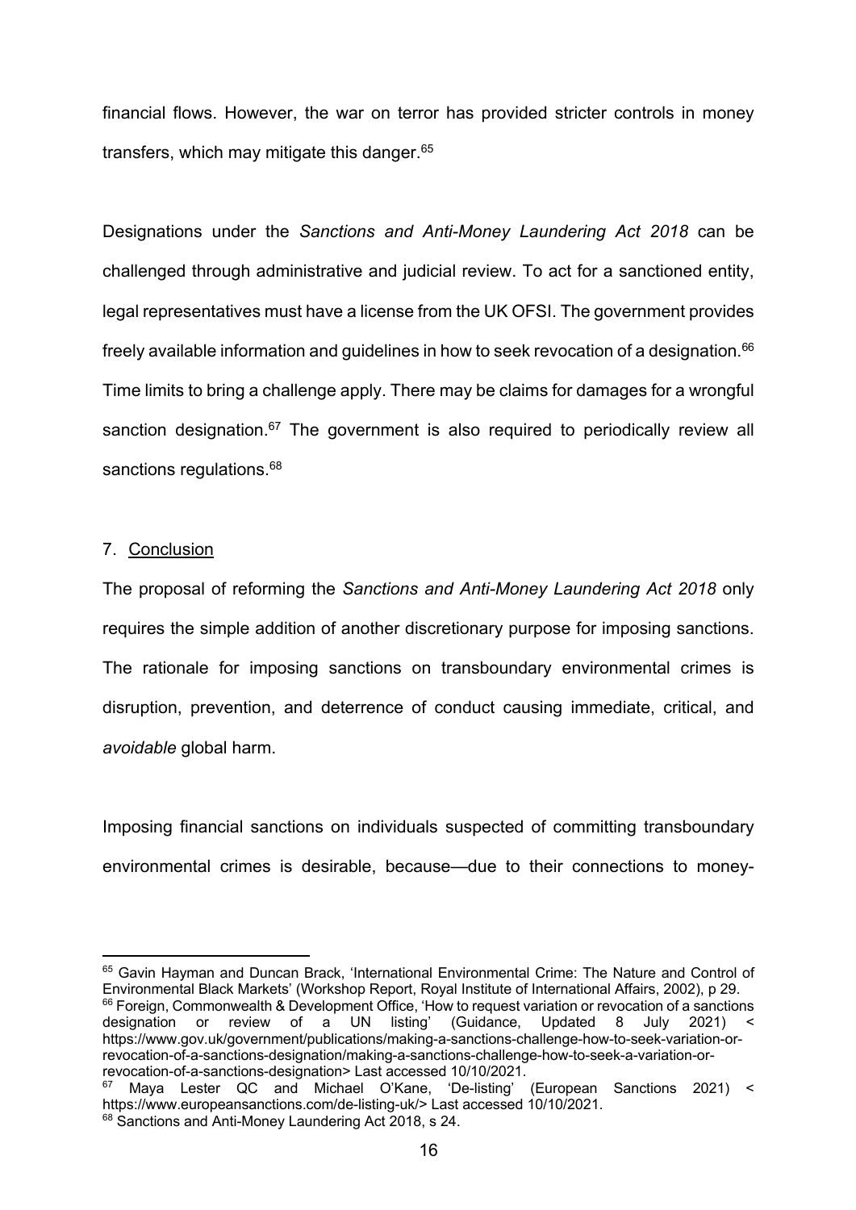financial flows. However, the war on terror has provided stricter controls in money transfers, which may mitigate this danger.[65]

Designations under the *Sanctions and Anti-Money Laundering Act 2018* can be challenged through administrative and judicial review. To act for a sanctioned entity, legal representatives must have a license from the UK OFSI. The government provides freely available information and guidelines in how to seek revocation of a designation.[66] Time limits to bring a challenge apply. There may be claims for damages for a wrongful sanction designation.[67] The government is also required to periodically review all sanctions regulations.[68]

## 7. <u>Conclusion</u>

The proposal of reforming the *Sanctions and Anti-Money Laundering Act 2018* only requires the simple addition of another discretionary purpose for imposing sanctions. The rationale for imposing sanctions on transboundary environmental crimes is disruption, prevention, and deterrence of conduct causing immediate, critical, and *avoidable* global harm.

Imposing financial sanctions on individuals suspected of committing transboundary environmental crimes is desirable, because—due to their connections to money-

---

[65] Gavin Hayman and Duncan Brack, 'International Environmental Crime: The Nature and Control of Environmental Black Markets' (Workshop Report, Royal Institute of International Affairs, 2002), p 29.

[66] Foreign, Commonwealth & Development Office, 'How to request variation or revocation of a sanctions designation or review of a UN listing' (Guidance, Updated 8 July 2021) < https://www.gov.uk/government/publications/making-a-sanctions-challenge-how-to-seek-variation-or-revocation-of-a-sanctions-designation/making-a-sanctions-challenge-how-to-seek-a-variation-or-revocation-of-a-sanctions-designation> Last accessed 10/10/2021.

[67] Maya Lester QC and Michael O'Kane, 'De-listing' (European Sanctions 2021) < https://www.europeansanctions.com/de-listing-uk/> Last accessed 10/10/2021.

[68] Sanctions and Anti-Money Laundering Act 2018, s 24.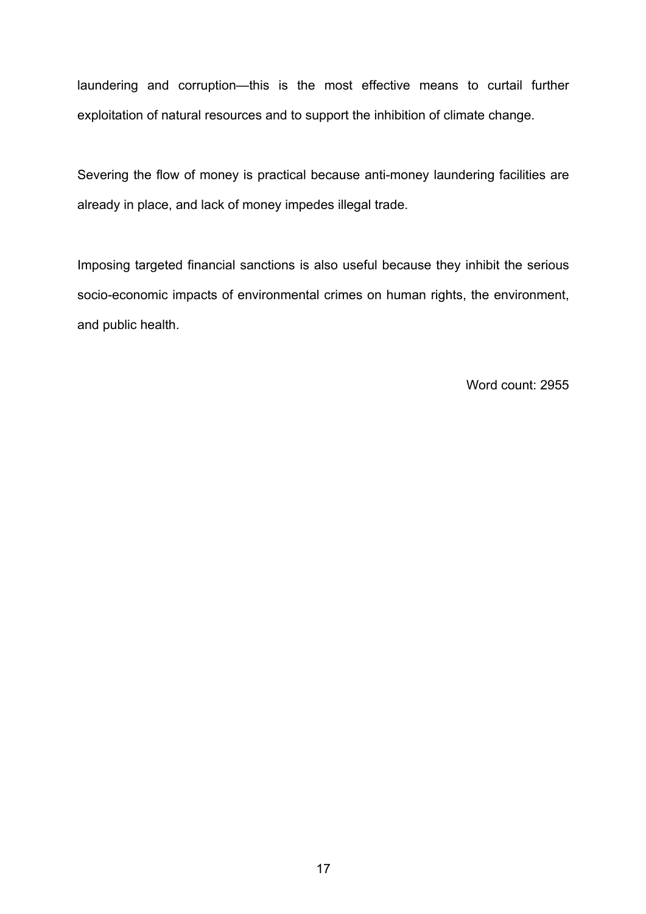laundering and corruption—this is the most effective means to curtail further exploitation of natural resources and to support the inhibition of climate change.

Severing the flow of money is practical because anti-money laundering facilities are already in place, and lack of money impedes illegal trade.

Imposing targeted financial sanctions is also useful because they inhibit the serious socio-economic impacts of environmental crimes on human rights, the environment, and public health.

Word count: 2955